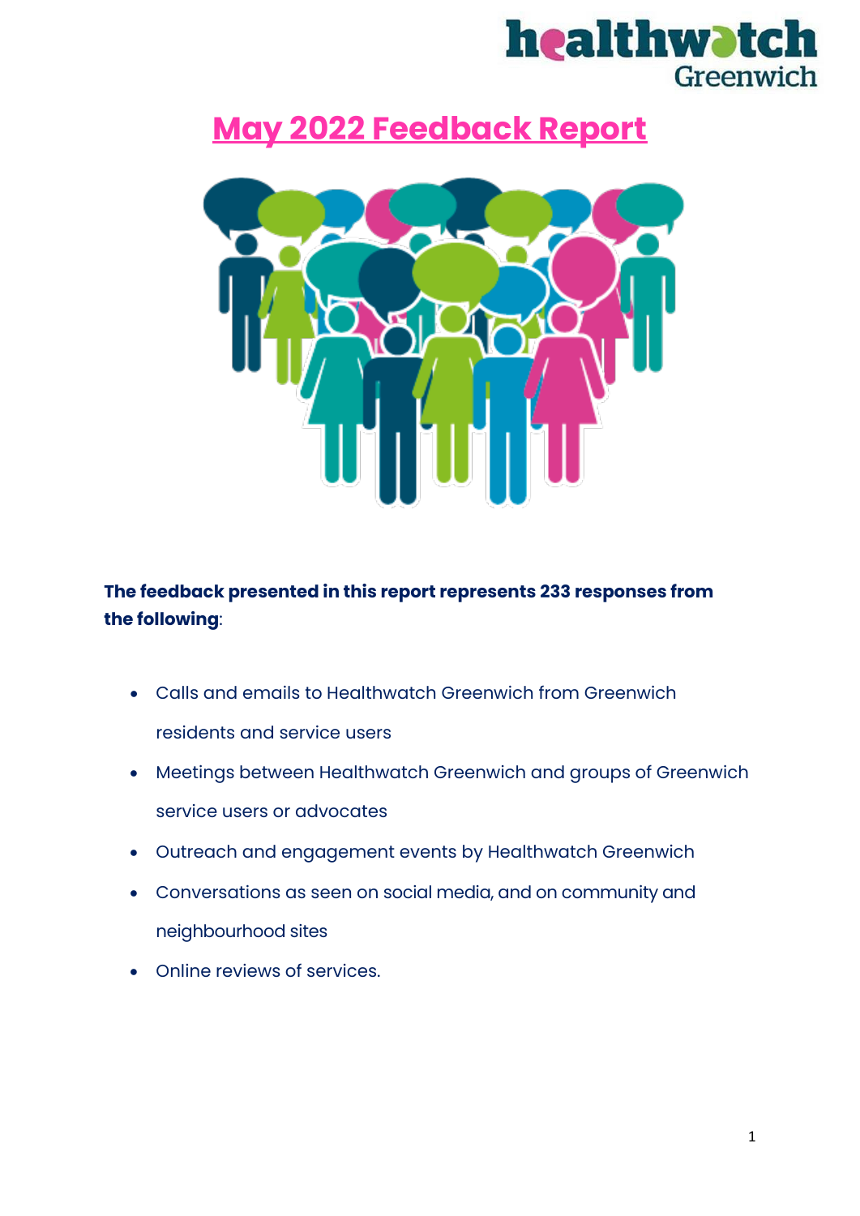# May 2022 Feedback Report

**The feedback presented in this report represents 233 responses from the following**:

- Calls and emails to Healthwatch Greenwich from Greenwich residents and service users
- Meetings between Healthwatch Greenwich and groups of Greenwich service users or advocates
- Outreach and engagement events by Healthwatch Greenwich
- Conversations as seen on social media, and on community and neighbourhood sites
- Online reviews of services.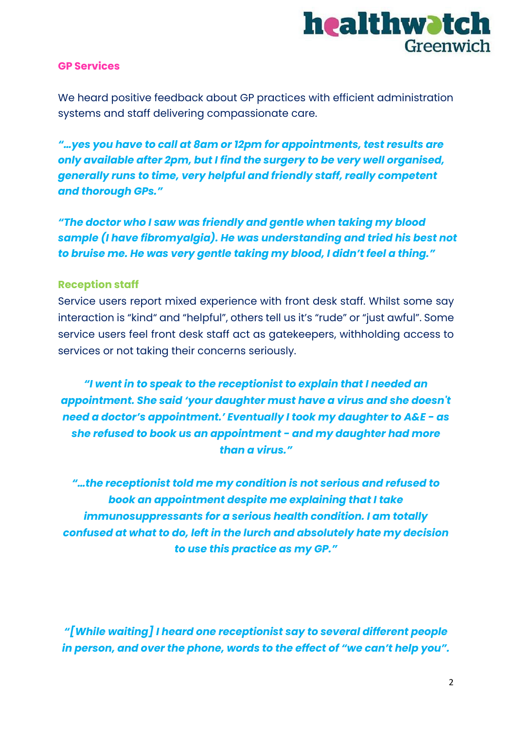## GP Services

We heard positive feedback about GP practices with efficient administration systems and staff delivering compassionate care.

***"…yes you have to call at 8am or 12pm for appointments, test results are only available after 2pm, but I find the surgery to be very well organised, generally runs to time, very helpful and friendly staff, really competent and thorough GPs."***

***"The doctor who I saw was friendly and gentle when taking my blood sample (I have fibromyalgia). He was understanding and tried his best not to bruise me. He was very gentle taking my blood, I didn't feel a thing."***

### Reception staff

Service users report mixed experience with front desk staff. Whilst some say interaction is "kind" and "helpful", others tell us it's "rude" or "just awful". Some service users feel front desk staff act as gatekeepers, withholding access to services or not taking their concerns seriously.

***"I went in to speak to the receptionist to explain that I needed an appointment. She said 'your daughter must have a virus and she doesn't need a doctor's appointment.' Eventually I took my daughter to A&E - as she refused to book us an appointment - and my daughter had more than a virus."***

***"…the receptionist told me my condition is not serious and refused to book an appointment despite me explaining that I take immunosuppressants for a serious health condition. I am totally confused at what to do, left in the lurch and absolutely hate my decision to use this practice as my GP."***

***"[While waiting] I heard one receptionist say to several different people in person, and over the phone, words to the effect of "we can't help you".***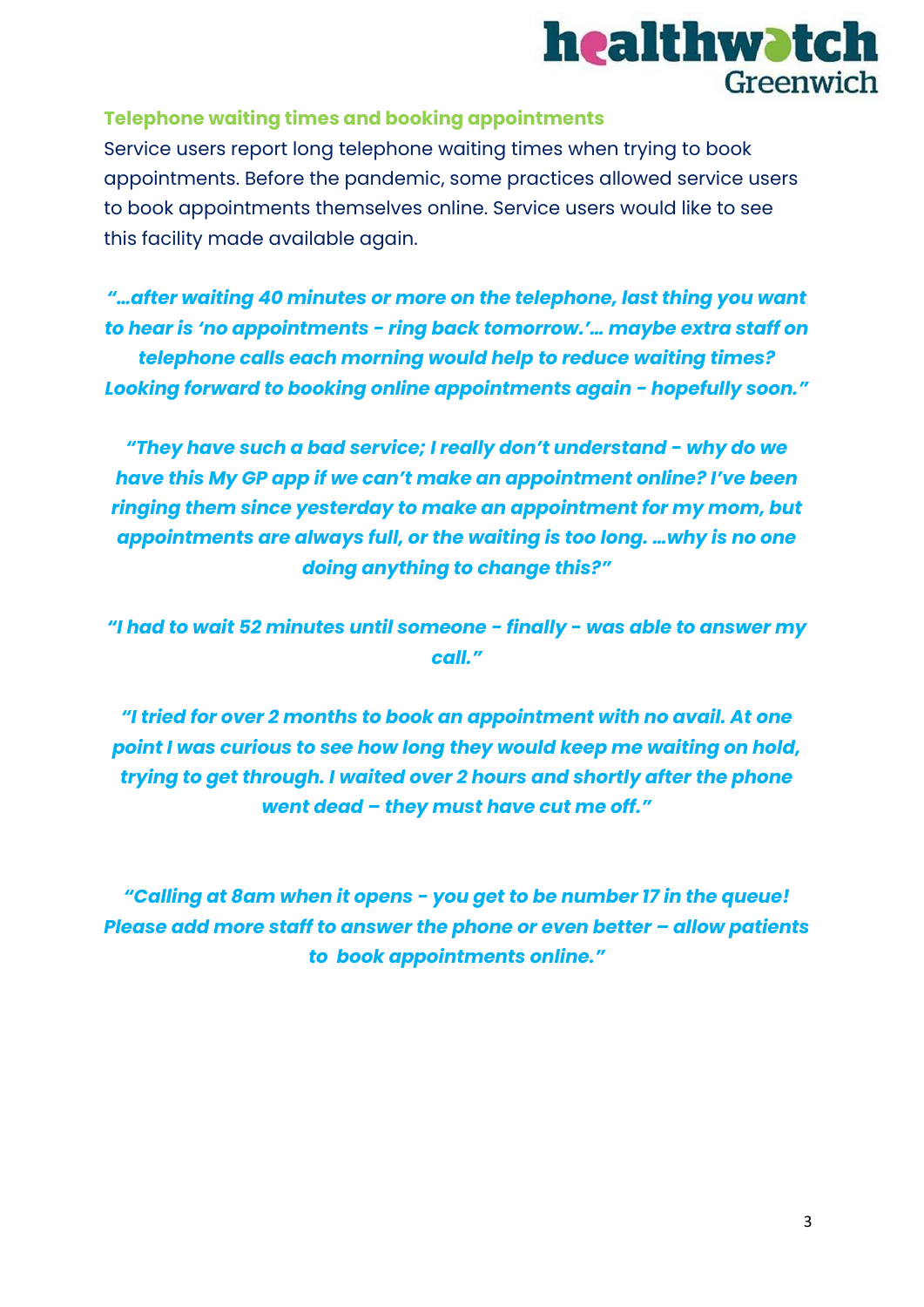### Telephone waiting times and booking appointments

Service users report long telephone waiting times when trying to book appointments. Before the pandemic, some practices allowed service users to book appointments themselves online. Service users would like to see this facility made available again.

***"…after waiting 40 minutes or more on the telephone, last thing you want to hear is 'no appointments - ring back tomorrow.'… maybe extra staff on telephone calls each morning would help to reduce waiting times? Looking forward to booking online appointments again - hopefully soon."***

***"They have such a bad service; I really don't understand - why do we have this My GP app if we can't make an appointment online? I've been ringing them since yesterday to make an appointment for my mom, but appointments are always full, or the waiting is too long. …why is no one doing anything to change this?"***

***"I had to wait 52 minutes until someone - finally - was able to answer my call."***

***"I tried for over 2 months to book an appointment with no avail. At one point I was curious to see how long they would keep me waiting on hold, trying to get through. I waited over 2 hours and shortly after the phone went dead – they must have cut me off."***

***"Calling at 8am when it opens - you get to be number 17 in the queue! Please add more staff to answer the phone or even better – allow patients to book appointments online."***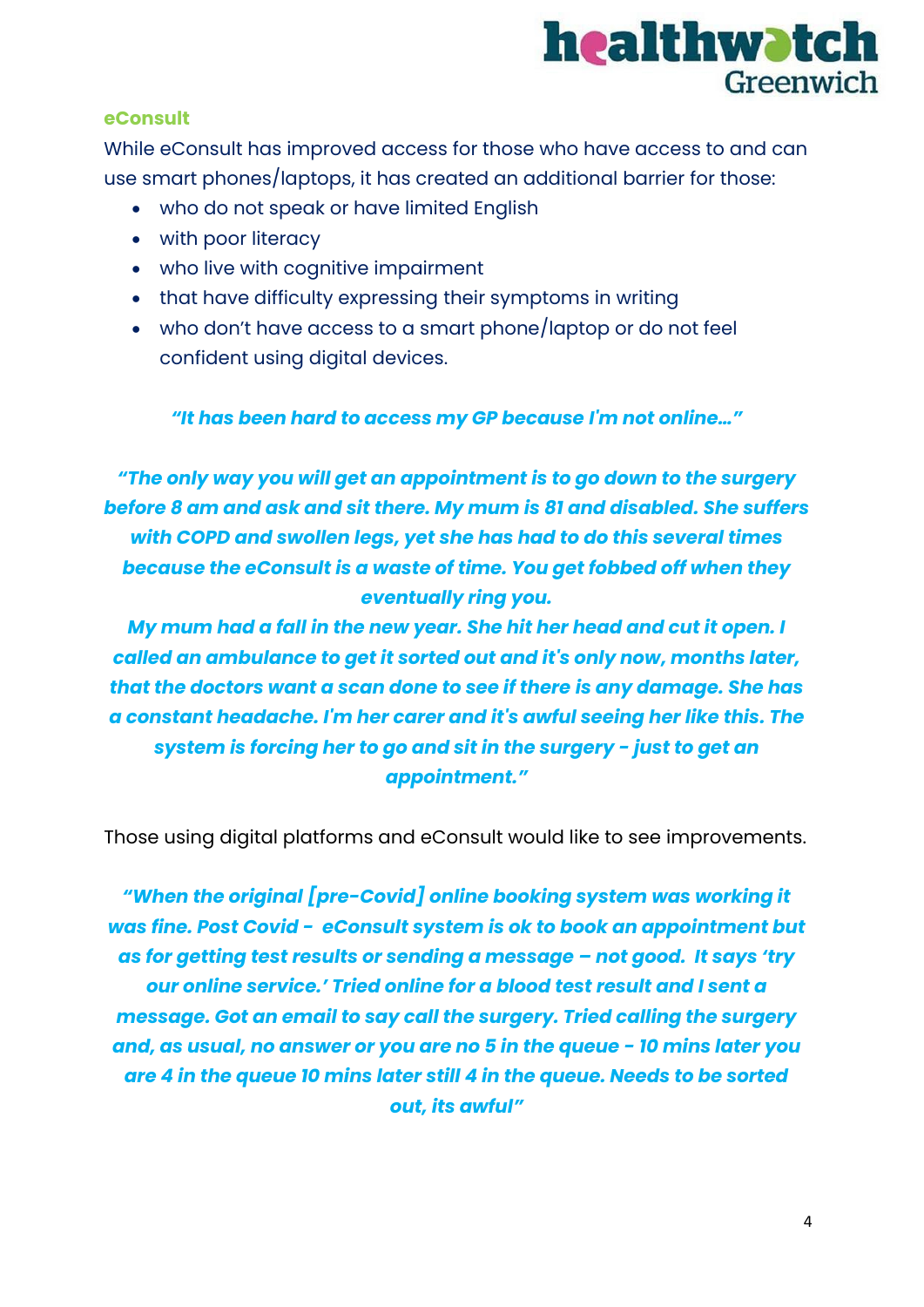### eConsult

While eConsult has improved access for those who have access to and can use smart phones/laptops, it has created an additional barrier for those:

- who do not speak or have limited English
- with poor literacy
- who live with cognitive impairment
- that have difficulty expressing their symptoms in writing
- who don't have access to a smart phone/laptop or do not feel confident using digital devices.

***"It has been hard to access my GP because I'm not online…"***

***"The only way you will get an appointment is to go down to the surgery before 8 am and ask and sit there. My mum is 81 and disabled. She suffers with COPD and swollen legs, yet she has had to do this several times because the eConsult is a waste of time. You get fobbed off when they eventually ring you.***
***My mum had a fall in the new year. She hit her head and cut it open. I called an ambulance to get it sorted out and it's only now, months later, that the doctors want a scan done to see if there is any damage. She has a constant headache. I'm her carer and it's awful seeing her like this. The system is forcing her to go and sit in the surgery - just to get an appointment."***

Those using digital platforms and eConsult would like to see improvements.

***"When the original [pre-Covid] online booking system was working it was fine. Post Covid - eConsult system is ok to book an appointment but as for getting test results or sending a message – not good. It says 'try our online service.' Tried online for a blood test result and I sent a message. Got an email to say call the surgery. Tried calling the surgery and, as usual, no answer or you are no 5 in the queue - 10 mins later you are 4 in the queue 10 mins later still 4 in the queue. Needs to be sorted out, its awful"***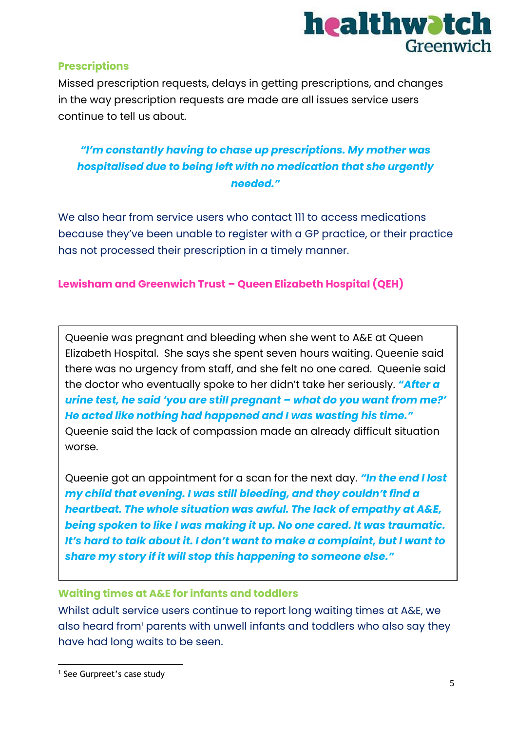### Prescriptions

Missed prescription requests, delays in getting prescriptions, and changes in the way prescription requests are made are all issues service users continue to tell us about.

> ***"I'm constantly having to chase up prescriptions. My mother was hospitalised due to being left with no medication that she urgently needed."***

We also hear from service users who contact 111 to access medications because they've been unable to register with a GP practice, or their practice has not processed their prescription in a timely manner.

### Lewisham and Greenwich Trust – Queen Elizabeth Hospital (QEH)

Queenie was pregnant and bleeding when she went to A&E at Queen Elizabeth Hospital. She says she spent seven hours waiting. Queenie said there was no urgency from staff, and she felt no one cared. Queenie said the doctor who eventually spoke to her didn't take her seriously. ***"After a urine test, he said 'you are still pregnant – what do you want from me?' He acted like nothing had happened and I was wasting his time."*** Queenie said the lack of compassion made an already difficult situation worse.

Queenie got an appointment for a scan for the next day. ***"In the end I lost my child that evening. I was still bleeding, and they couldn't find a heartbeat. The whole situation was awful. The lack of empathy at A&E, being spoken to like I was making it up. No one cared. It was traumatic. It's hard to talk about it. I don't want to make a complaint, but I want to share my story if it will stop this happening to someone else."***

### Waiting times at A&E for infants and toddlers

Whilst adult service users continue to report long waiting times at A&E, we also heard from[1] parents with unwell infants and toddlers who also say they have had long waits to be seen.

[1] See Gurpreet's case study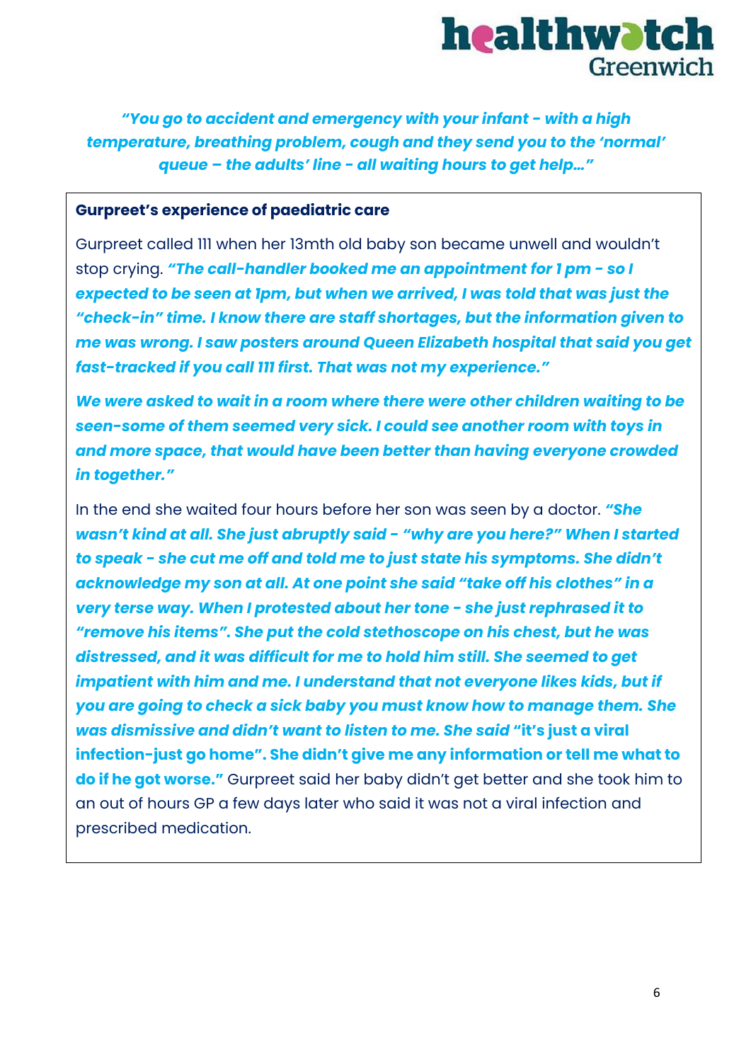***"You go to accident and emergency with your infant - with a high temperature, breathing problem, cough and they send you to the 'normal' queue – the adults' line - all waiting hours to get help…"***

**Gurpreet's experience of paediatric care**

Gurpreet called 111 when her 13mth old baby son became unwell and wouldn't stop crying. ***"The call-handler booked me an appointment for 1 pm - so I expected to be seen at 1pm, but when we arrived, I was told that was just the "check-in" time. I know there are staff shortages, but the information given to me was wrong. I saw posters around Queen Elizabeth hospital that said you get fast-tracked if you call 111 first. That was not my experience."***

***We were asked to wait in a room where there were other children waiting to be seen-some of them seemed very sick. I could see another room with toys in and more space, that would have been better than having everyone crowded in together."***

In the end she waited four hours before her son was seen by a doctor. ***"She wasn't kind at all. She just abruptly said - "why are you here?" When I started to speak - she cut me off and told me to just state his symptoms. She didn't acknowledge my son at all. At one point she said "take off his clothes" in a very terse way. When I protested about her tone - she just rephrased it to "remove his items". She put the cold stethoscope on his chest, but he was distressed, and it was difficult for me to hold him still. She seemed to get impatient with him and me. I understand that not everyone likes kids, but if you are going to check a sick baby you must know how to manage them. She was dismissive and didn't want to listen to me. She said*** **"it's just a viral infection-just go home". She didn't give me any information or tell me what to do if he got worse."** Gurpreet said her baby didn't get better and she took him to an out of hours GP a few days later who said it was not a viral infection and prescribed medication.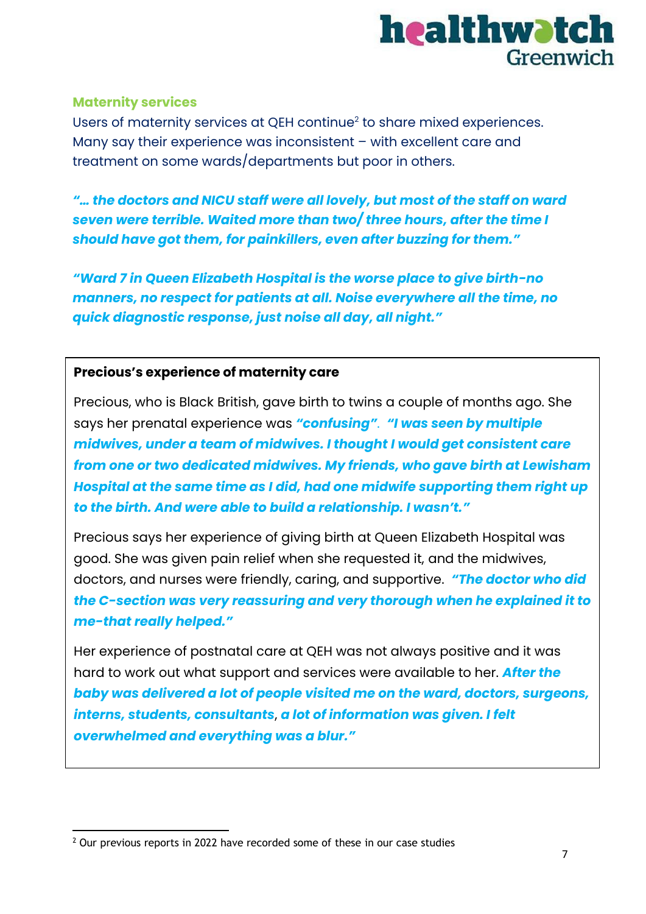## Maternity services

Users of maternity services at QEH continue[2] to share mixed experiences. Many say their experience was inconsistent – with excellent care and treatment on some wards/departments but poor in others.

***"… the doctors and NICU staff were all lovely, but most of the staff on ward seven were terrible. Waited more than two/ three hours, after the time I should have got them, for painkillers, even after buzzing for them."***

***"Ward 7 in Queen Elizabeth Hospital is the worse place to give birth-no manners, no respect for patients at all. Noise everywhere all the time, no quick diagnostic response, just noise all day, all night."***

### Precious's experience of maternity care

Precious, who is Black British, gave birth to twins a couple of months ago. She says her prenatal experience was ***"confusing"***. ***"I was seen by multiple midwives, under a team of midwives. I thought I would get consistent care from one or two dedicated midwives. My friends, who gave birth at Lewisham Hospital at the same time as I did, had one midwife supporting them right up to the birth. And were able to build a relationship. I wasn't."***

Precious says her experience of giving birth at Queen Elizabeth Hospital was good. She was given pain relief when she requested it, and the midwives, doctors, and nurses were friendly, caring, and supportive. ***"The doctor who did the C-section was very reassuring and very thorough when he explained it to me-that really helped."***

Her experience of postnatal care at QEH was not always positive and it was hard to work out what support and services were available to her. ***After the baby was delivered a lot of people visited me on the ward, doctors, surgeons, interns, students, consultants***, ***a lot of information was given. I felt overwhelmed and everything was a blur."***

---

[2] Our previous reports in 2022 have recorded some of these in our case studies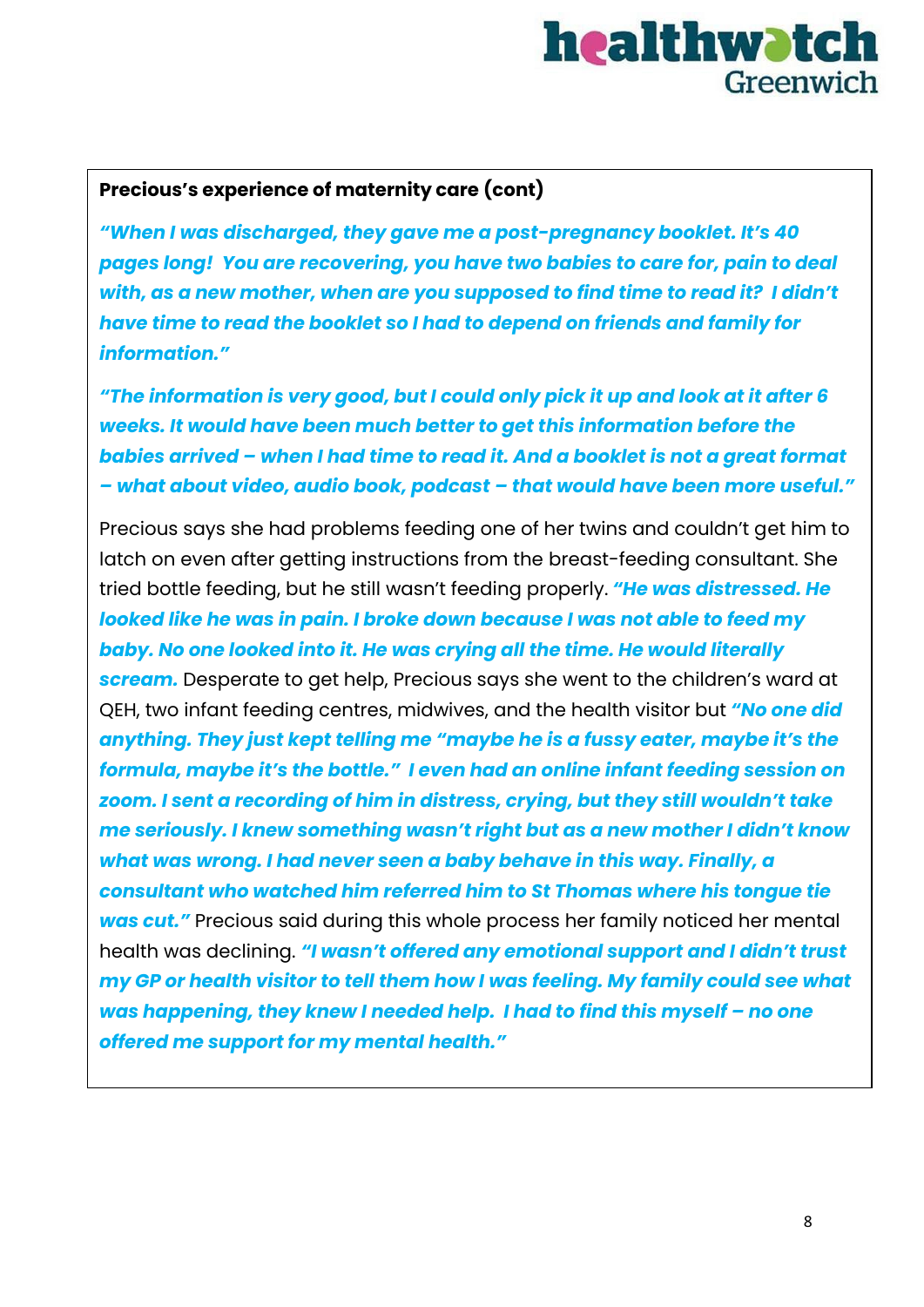**Precious's experience of maternity care (cont)**

***"When I was discharged, they gave me a post-pregnancy booklet. It's 40 pages long! You are recovering, you have two babies to care for, pain to deal with, as a new mother, when are you supposed to find time to read it? I didn't have time to read the booklet so I had to depend on friends and family for information."***

***"The information is very good, but I could only pick it up and look at it after 6 weeks. It would have been much better to get this information before the babies arrived – when I had time to read it. And a booklet is not a great format – what about video, audio book, podcast – that would have been more useful."***

Precious says she had problems feeding one of her twins and couldn't get him to latch on even after getting instructions from the breast-feeding consultant. She tried bottle feeding, but he still wasn't feeding properly. ***"He was distressed. He looked like he was in pain. I broke down because I was not able to feed my baby. No one looked into it. He was crying all the time. He would literally scream.*** Desperate to get help, Precious says she went to the children's ward at QEH, two infant feeding centres, midwives, and the health visitor but ***"No one did anything. They just kept telling me "maybe he is a fussy eater, maybe it's the formula, maybe it's the bottle." I even had an online infant feeding session on zoom. I sent a recording of him in distress, crying, but they still wouldn't take me seriously. I knew something wasn't right but as a new mother I didn't know what was wrong. I had never seen a baby behave in this way. Finally, a consultant who watched him referred him to St Thomas where his tongue tie was cut."*** Precious said during this whole process her family noticed her mental health was declining. ***"I wasn't offered any emotional support and I didn't trust my GP or health visitor to tell them how I was feeling. My family could see what was happening, they knew I needed help. I had to find this myself – no one offered me support for my mental health."***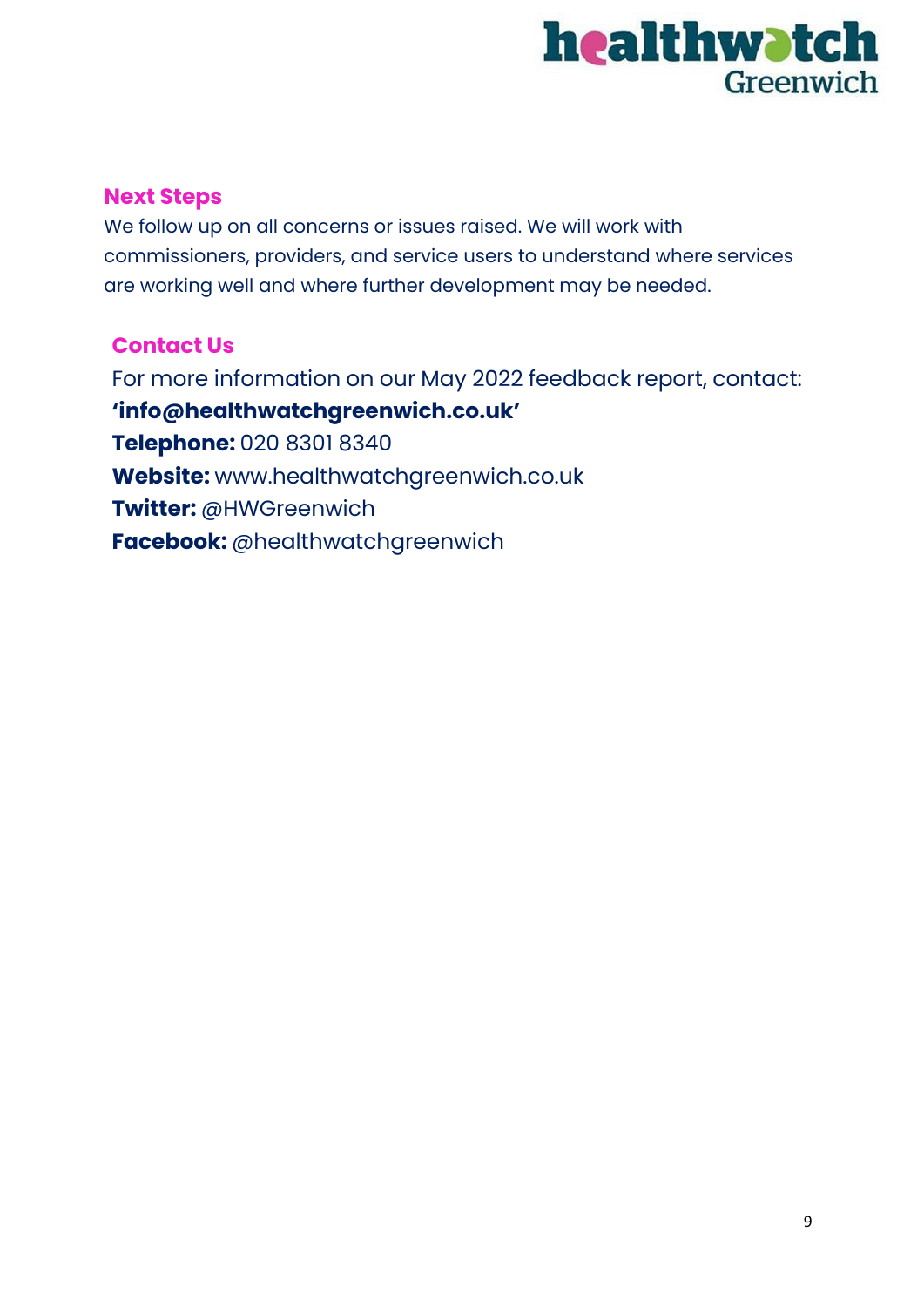## Next Steps

We follow up on all concerns or issues raised. We will work with commissioners, providers, and service users to understand where services are working well and where further development may be needed.

## Contact Us

For more information on our May 2022 feedback report, contact:
**'info@healthwatchgreenwich.co.uk'**
**Telephone:** 020 8301 8340
**Website:** www.healthwatchgreenwich.co.uk
**Twitter:** @HWGreenwich
**Facebook:** @healthwatchgreenwich